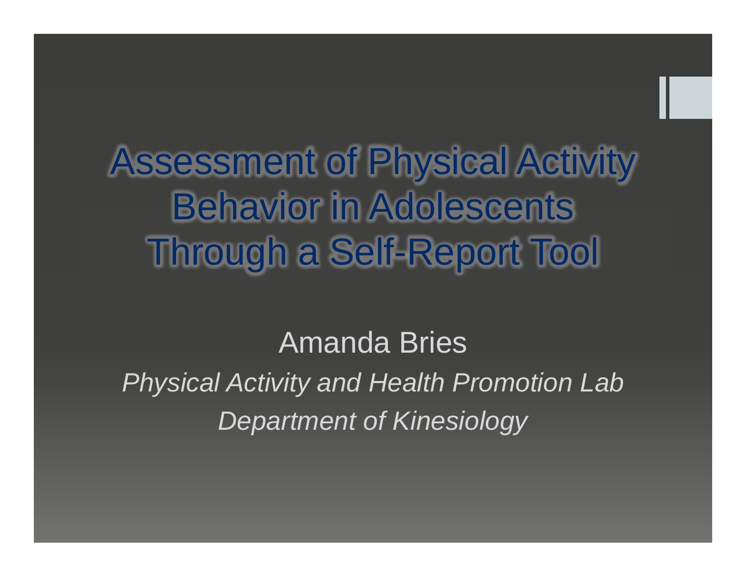# Assessment of Physical Activity Behavior in Adolescents Through a Self-Report Tool

Amanda Bries

*Physical Activity and Health Promotion Lab*

*Department of Kinesiology*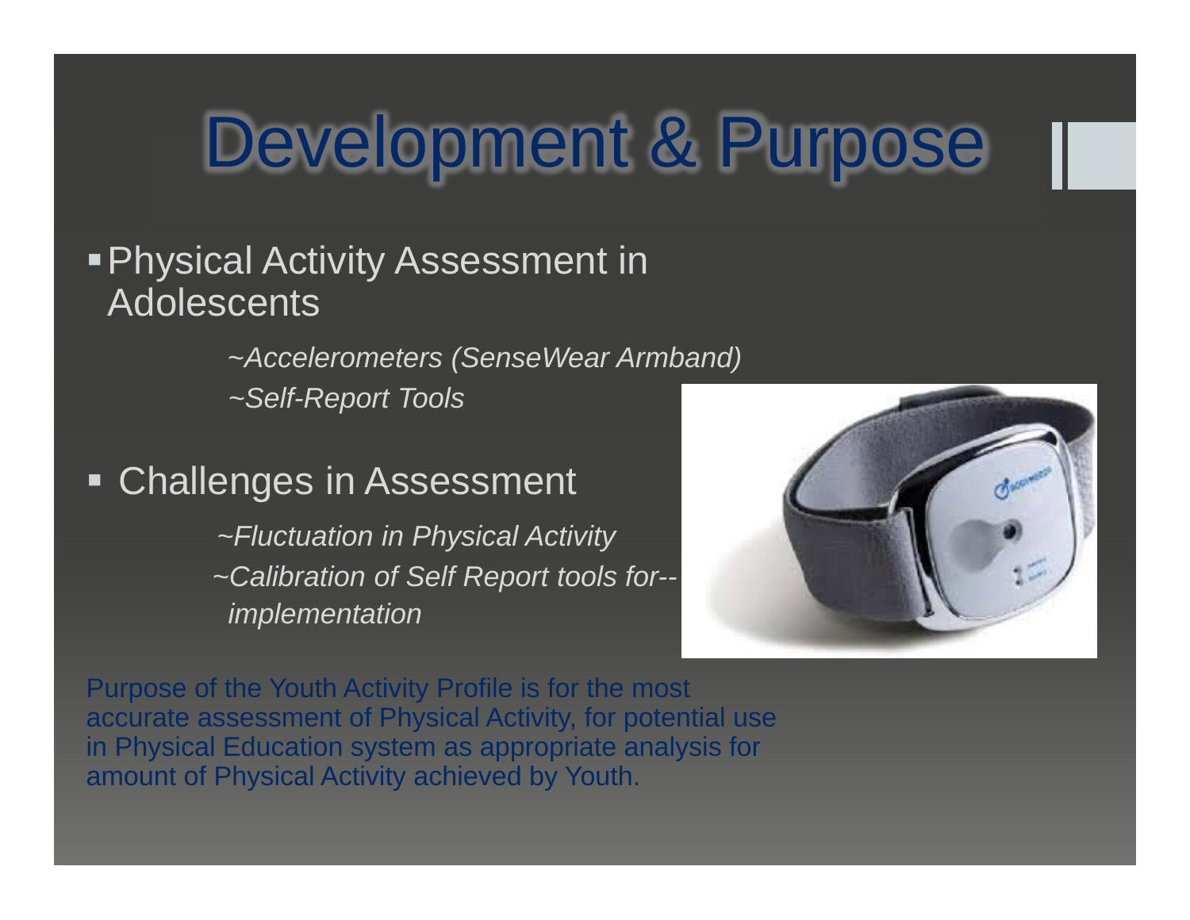# Development & Purpose

- Physical Activity Assessment in Adolescents

  *~Accelerometers (SenseWear Armband)*

  *~Self-Report Tools*

- Challenges in Assessment

  *~Fluctuation in Physical Activity*

  *~Calibration of Self Report tools for-- implementation*

Purpose of the Youth Activity Profile is for the most accurate assessment of Physical Activity, for potential use in Physical Education system as appropriate analysis for amount of Physical Activity achieved by Youth.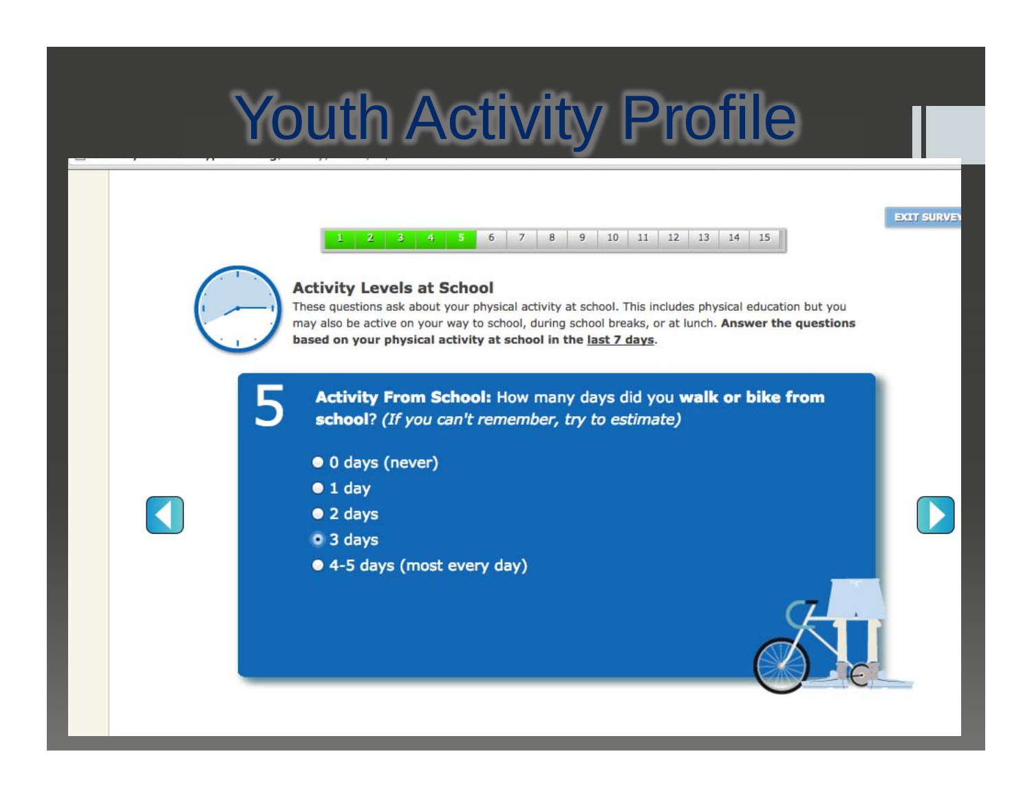# Youth Activity Profile

EXIT SURVEY

1 2 3 4 5 6 7 8 9 10 11 12 13 14 15

### Activity Levels at School

These questions ask about your physical activity at school. This includes physical education but you may also be active on your way to school, during school breaks, or at lunch. **Answer the questions based on your physical activity at school in the last 7 days**.

**5** **Activity From School:** How many days did you **walk or bike from school**? *(If you can't remember, try to estimate)*

- 0 days (never)
- 1 day
- 2 days
- 3 days
- 4-5 days (most every day)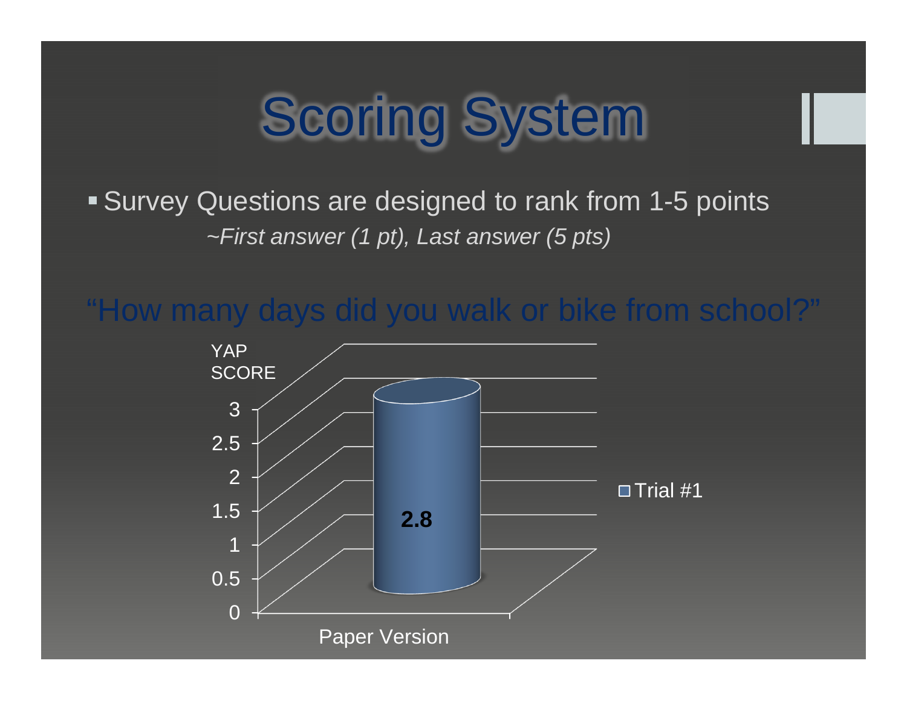# Scoring System

- Survey Questions are designed to rank from 1-5 points

  *~First answer (1 pt), Last answer (5 pts)*

"How many days did you walk or bike from school?"

| | Trial #1 |
|---|---|
| Paper Version | 2.8 |

YAP SCORE (axis 0–3)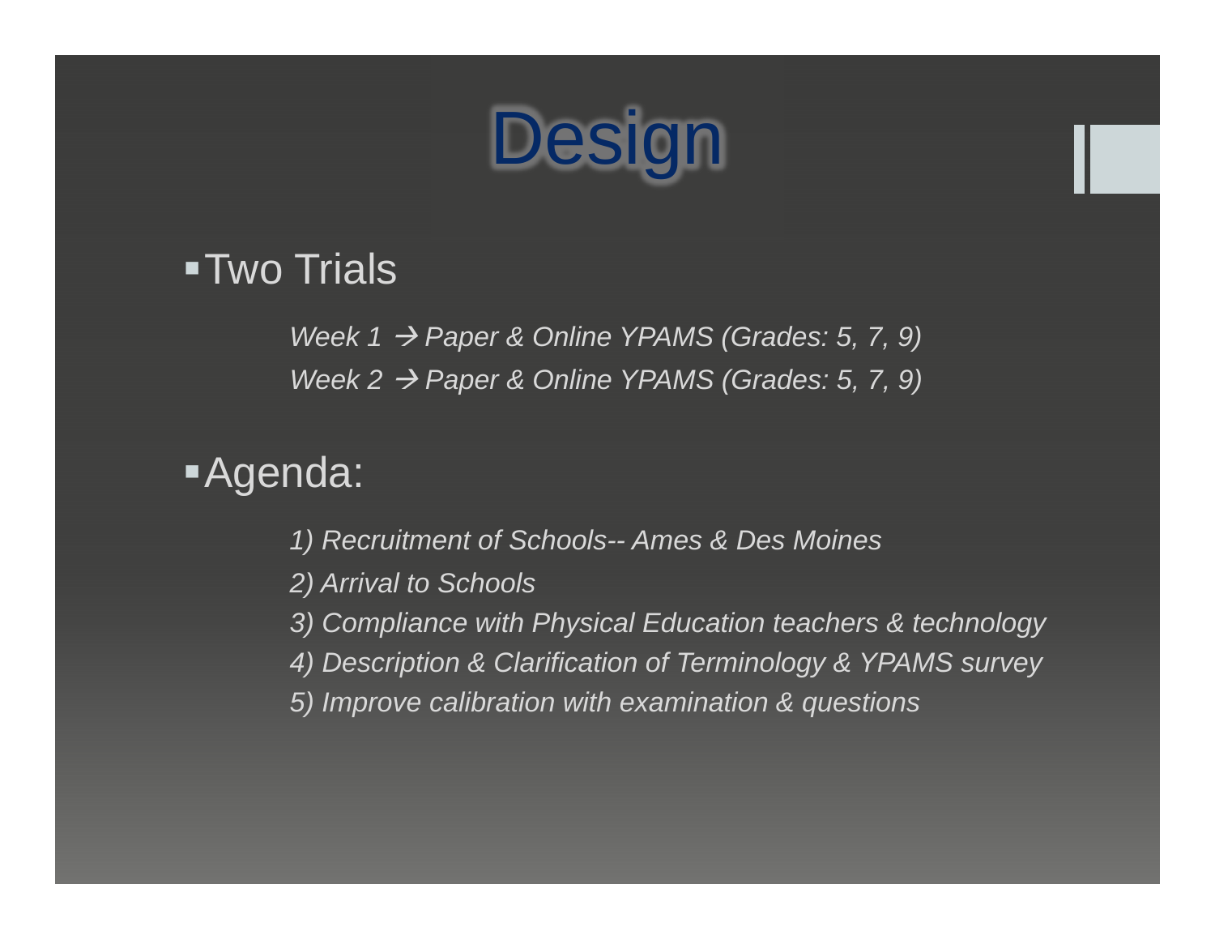# Design

- Two Trials

  *Week 1 → Paper & Online YPAMS (Grades: 5, 7, 9)*
  *Week 2 → Paper & Online YPAMS (Grades: 5, 7, 9)*

- Agenda:

  *1) Recruitment of Schools-- Ames & Des Moines*
  *2) Arrival to Schools*
  *3) Compliance with Physical Education teachers & technology*
  *4) Description & Clarification of Terminology & YPAMS survey*
  *5) Improve calibration with examination & questions*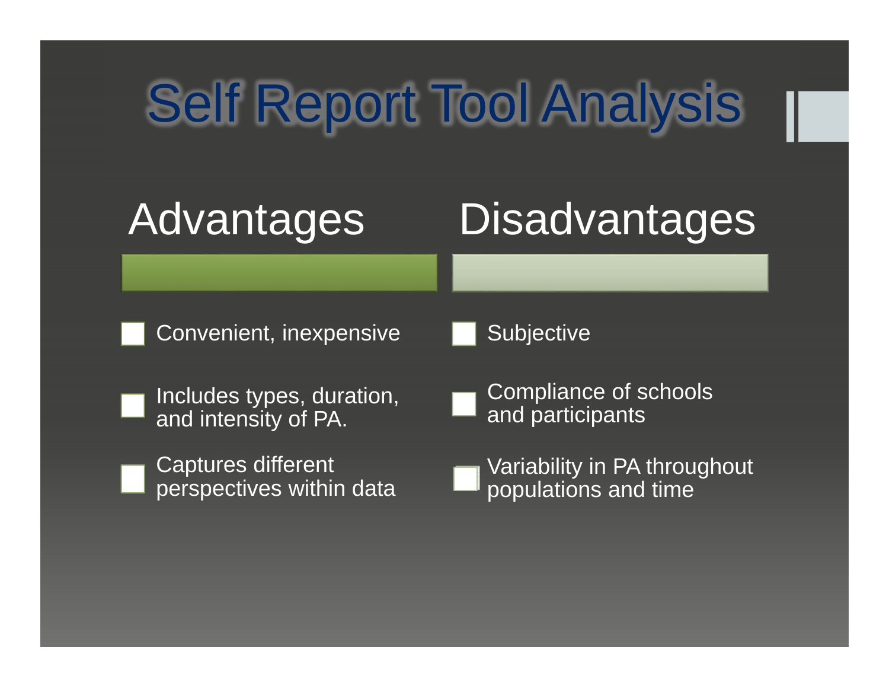# Self Report Tool Analysis

## Advantages

- Convenient, inexpensive
- Includes types, duration, and intensity of PA.
- Captures different perspectives within data

## Disadvantages

- Subjective
- Compliance of schools and participants
- Variability in PA throughout populations and time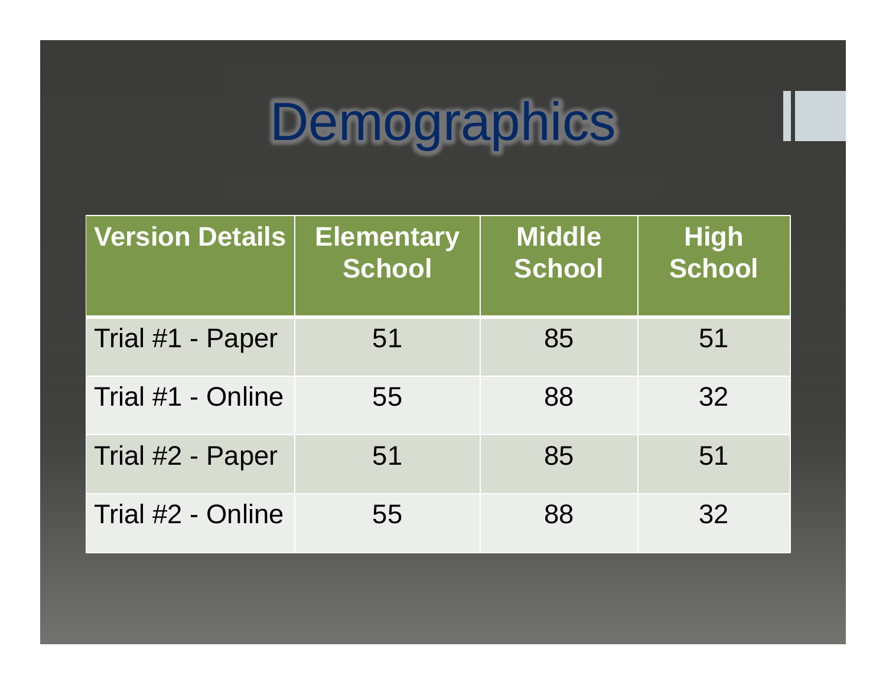# Demographics

| Version Details | Elementary School | Middle School | High School |
| --- | --- | --- | --- |
| Trial #1 - Paper | 51 | 85 | 51 |
| Trial #1 - Online | 55 | 88 | 32 |
| Trial #2 - Paper | 51 | 85 | 51 |
| Trial #2 - Online | 55 | 88 | 32 |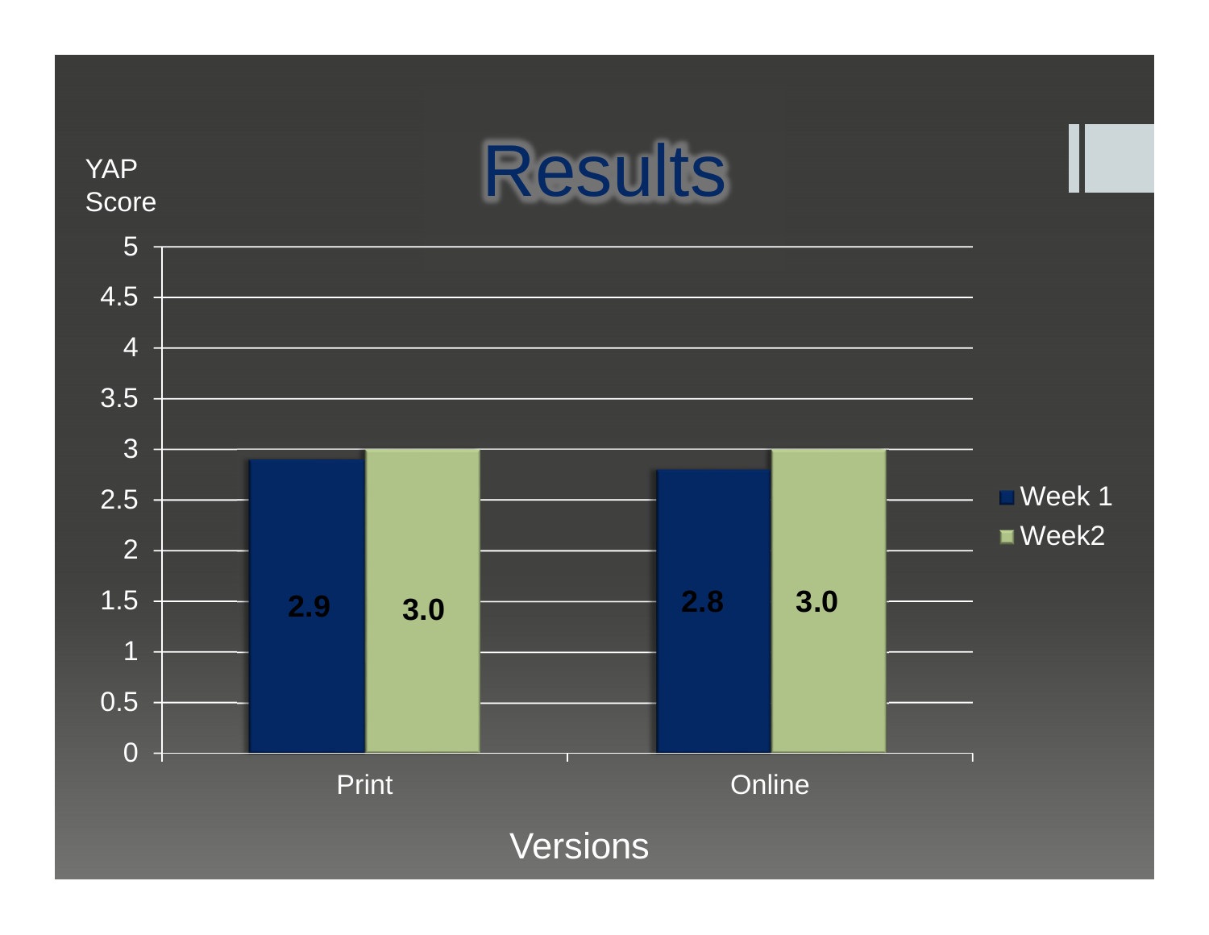# Results

YAP Score

| Versions | Week 1 | Week2 |
|---|---|---|
| Print | 2.9 | 3.0 |
| Online | 2.8 | 3.0 |

Versions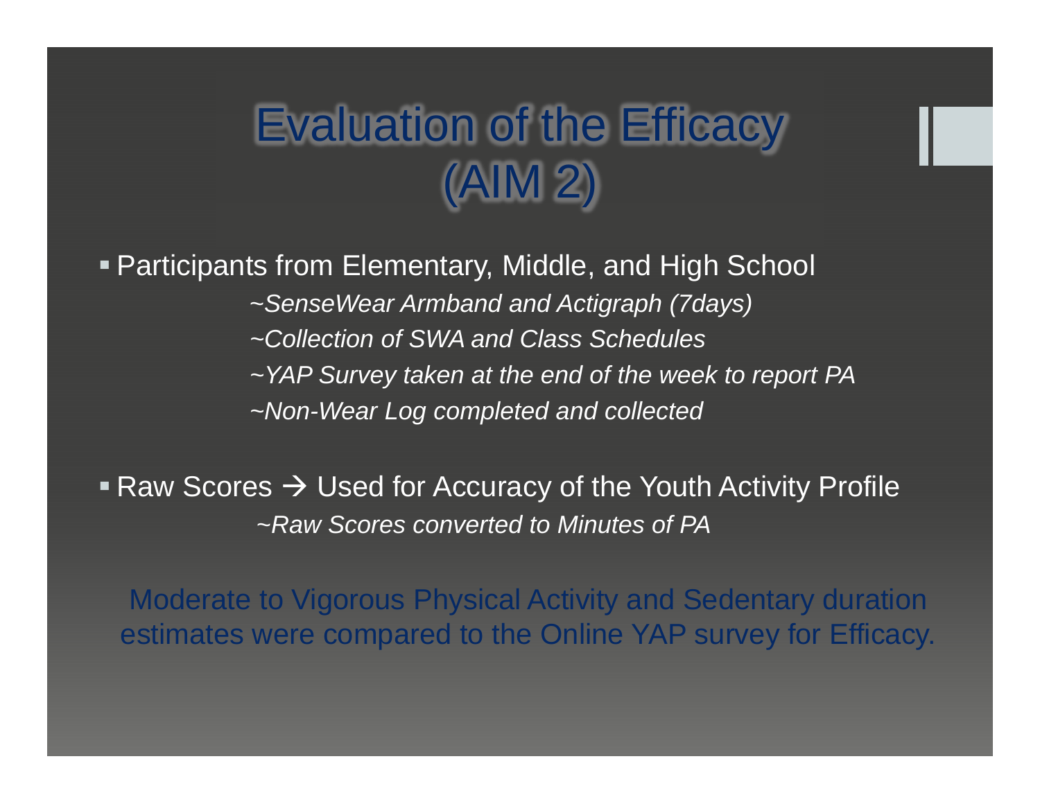# Evaluation of the Efficacy (AIM 2)

- Participants from Elementary, Middle, and High School
  - *~SenseWear Armband and Actigraph (7days)*
  - *~Collection of SWA and Class Schedules*
  - *~YAP Survey taken at the end of the week to report PA*
  - *~Non-Wear Log completed and collected*

- Raw Scores → Used for Accuracy of the Youth Activity Profile
  - *~Raw Scores converted to Minutes of PA*

Moderate to Vigorous Physical Activity and Sedentary duration estimates were compared to the Online YAP survey for Efficacy.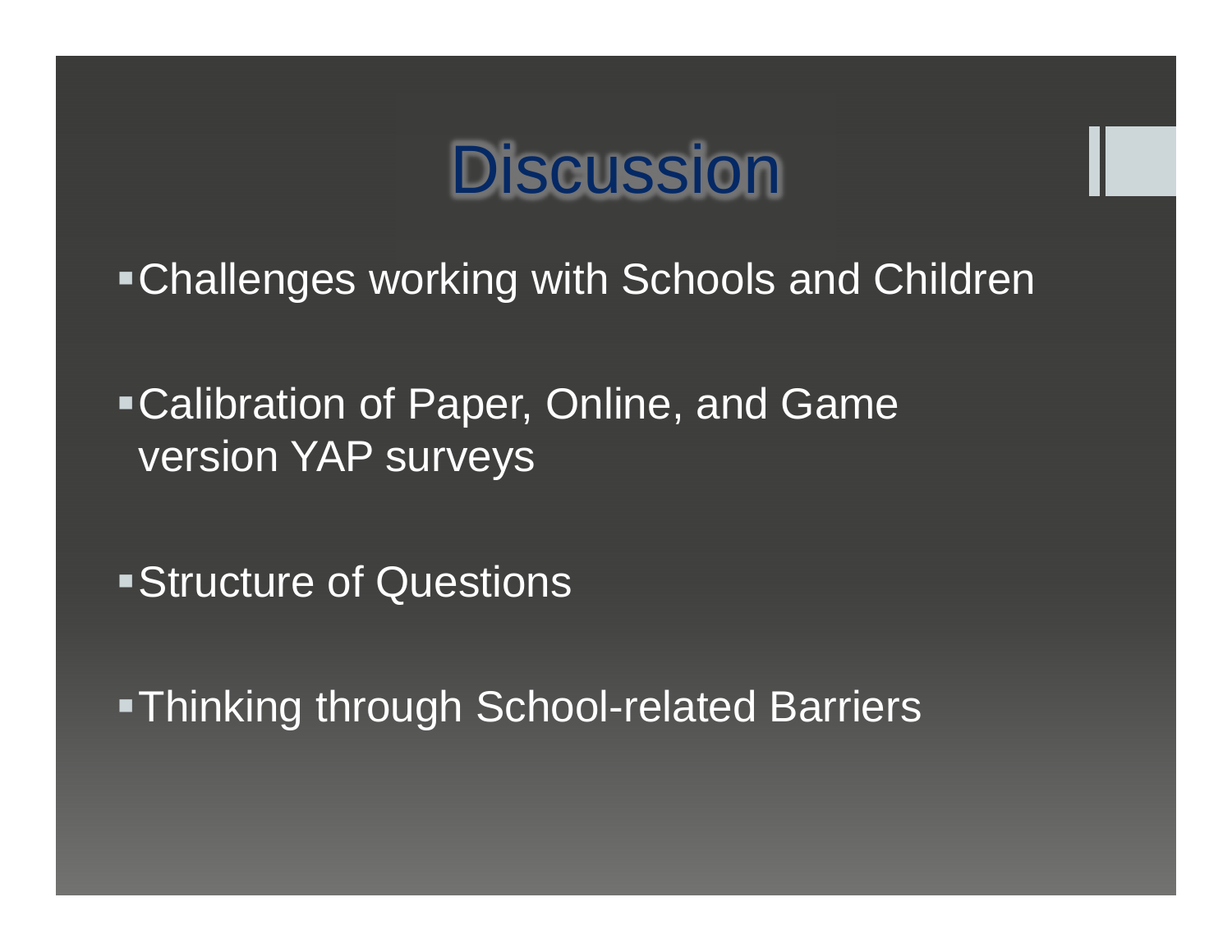# Discussion

- Challenges working with Schools and Children
- Calibration of Paper, Online, and Game version YAP surveys
- Structure of Questions
- Thinking through School-related Barriers